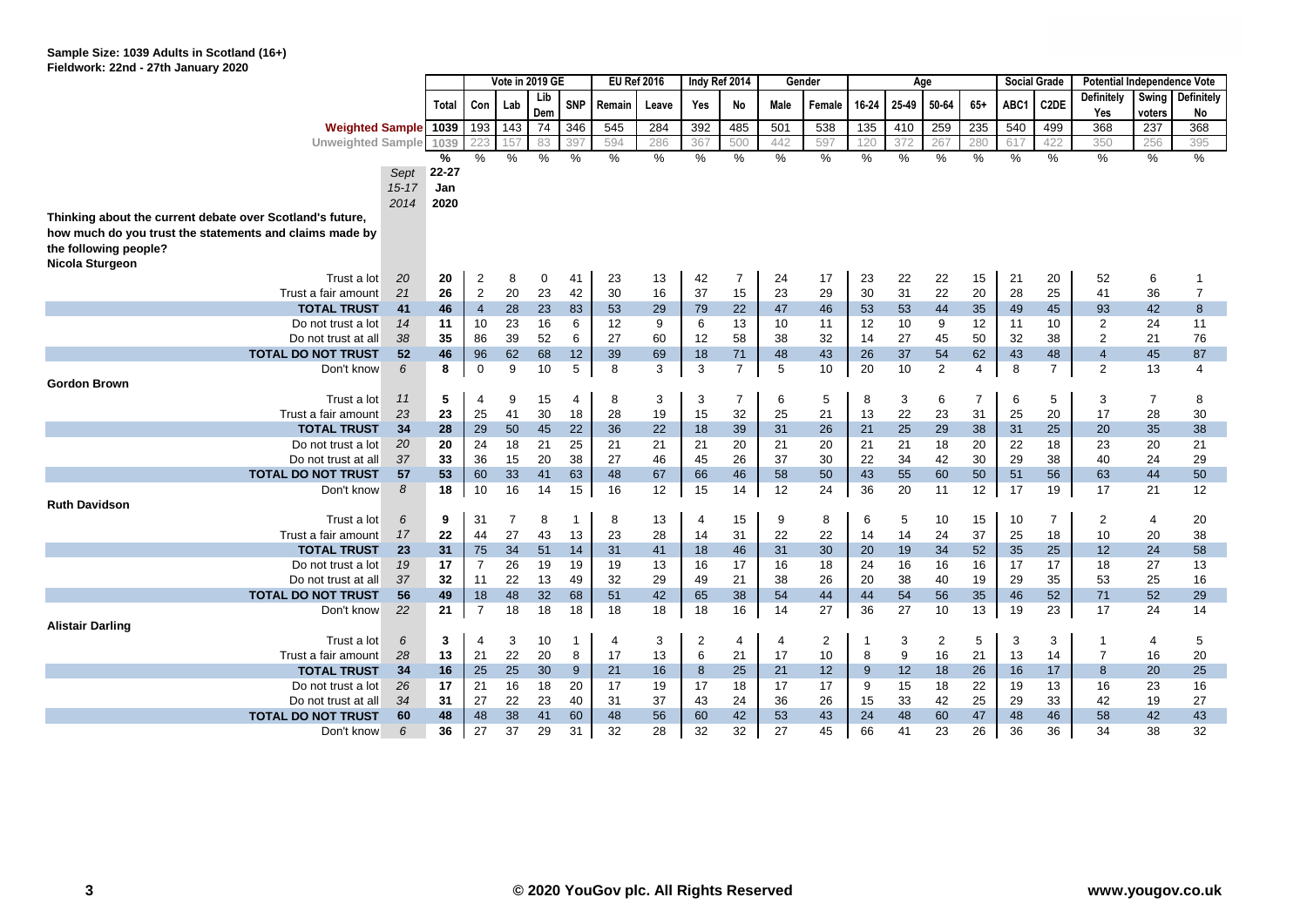**Sample Size: 1039 Adults in Scotland (16+)**
**Fieldwork: 22nd - 27th January 2020**

| | | | Vote in 2019 GE | | | | EU Ref 2016 | | Indy Ref 2014 | | Gender | | Age | | | | Social Grade | | Potential Independence Vote | | |
|---|---|---|---|---|---|---|---|---|---|---|---|---|---|---|---|---|---|---|---|---|---|
| | | Total | Con | Lab | Lib Dem | SNP | Remain | Leave | Yes | No | Male | Female | 16-24 | 25-49 | 50-64 | 65+ | ABC1 | C2DE | Definitely Yes | Swing voters | Definitely No |
| **Weighted Sample** | | 1039 | 193 | 143 | 74 | 346 | 545 | 284 | 392 | 485 | 501 | 538 | 135 | 410 | 259 | 235 | 540 | 499 | 368 | 237 | 368 |
| Unweighted Sample | | 1039 | 223 | 157 | 83 | 397 | 594 | 286 | 367 | 500 | 442 | 597 | 120 | 372 | 267 | 280 | 617 | 422 | 350 | 256 | 395 |
| | Sept 15-17 2014 | % 22-27 Jan 2020 | % | % | % | % | % | % | % | % | % | % | % | % | % | % | % | % | % | % | % |
| **Thinking about the current debate over Scotland's future, how much do you trust the statements and claims made by the following people?** | | | | | | | | | | | | | | | | | | | | | |
| **Nicola Sturgeon** | | | | | | | | | | | | | | | | | | | | | |
| Trust a lot | 20 | 20 | 2 | 8 | 0 | 41 | 23 | 13 | 42 | 7 | 24 | 17 | 23 | 22 | 22 | 15 | 21 | 20 | 52 | 6 | 1 |
| Trust a fair amount | 21 | 26 | 2 | 20 | 23 | 42 | 30 | 16 | 37 | 15 | 23 | 29 | 30 | 31 | 22 | 20 | 28 | 25 | 41 | 36 | 7 |
| **TOTAL TRUST** | 41 | 46 | 4 | 28 | 23 | 83 | 53 | 29 | 79 | 22 | 47 | 46 | 53 | 53 | 44 | 35 | 49 | 45 | 93 | 42 | 8 |
| Do not trust a lot | 14 | 11 | 10 | 23 | 16 | 6 | 12 | 9 | 6 | 13 | 10 | 11 | 12 | 10 | 9 | 12 | 11 | 10 | 2 | 24 | 11 |
| Do not trust at all | 38 | 35 | 86 | 39 | 52 | 6 | 27 | 60 | 12 | 58 | 38 | 32 | 14 | 27 | 45 | 50 | 32 | 38 | 2 | 21 | 76 |
| **TOTAL DO NOT TRUST** | 52 | 46 | 96 | 62 | 68 | 12 | 39 | 69 | 18 | 71 | 48 | 43 | 26 | 37 | 54 | 62 | 43 | 48 | 4 | 45 | 87 |
| Don't know | 6 | 8 | 0 | 9 | 10 | 5 | 8 | 3 | 3 | 7 | 5 | 10 | 20 | 10 | 2 | 4 | 8 | 7 | 2 | 13 | 4 |
| **Gordon Brown** | | | | | | | | | | | | | | | | | | | | | |
| Trust a lot | 11 | 5 | 4 | 9 | 15 | 4 | 8 | 3 | 3 | 7 | 6 | 5 | 8 | 3 | 6 | 7 | 6 | 5 | 3 | 7 | 8 |
| Trust a fair amount | 23 | 23 | 25 | 41 | 30 | 18 | 28 | 19 | 15 | 32 | 25 | 21 | 13 | 22 | 23 | 31 | 25 | 20 | 17 | 28 | 30 |
| **TOTAL TRUST** | 34 | 28 | 29 | 50 | 45 | 22 | 36 | 22 | 18 | 39 | 31 | 26 | 21 | 25 | 29 | 38 | 31 | 25 | 20 | 35 | 38 |
| Do not trust a lot | 20 | 20 | 24 | 18 | 21 | 25 | 21 | 21 | 21 | 20 | 21 | 20 | 21 | 21 | 18 | 20 | 22 | 18 | 23 | 20 | 21 |
| Do not trust at all | 37 | 33 | 36 | 15 | 20 | 38 | 27 | 46 | 45 | 26 | 37 | 30 | 22 | 34 | 42 | 30 | 29 | 38 | 40 | 24 | 29 |
| **TOTAL DO NOT TRUST** | 57 | 53 | 60 | 33 | 41 | 63 | 48 | 67 | 66 | 46 | 58 | 50 | 43 | 55 | 60 | 50 | 51 | 56 | 63 | 44 | 50 |
| Don't know | 8 | 18 | 10 | 16 | 14 | 15 | 16 | 12 | 15 | 14 | 12 | 24 | 36 | 20 | 11 | 12 | 17 | 19 | 17 | 21 | 12 |
| **Ruth Davidson** | | | | | | | | | | | | | | | | | | | | | |
| Trust a lot | 6 | 9 | 31 | 7 | 8 | 1 | 8 | 13 | 4 | 15 | 9 | 8 | 6 | 5 | 10 | 15 | 10 | 7 | 2 | 4 | 20 |
| Trust a fair amount | 17 | 22 | 44 | 27 | 43 | 13 | 23 | 28 | 14 | 31 | 22 | 22 | 14 | 14 | 24 | 37 | 25 | 18 | 10 | 20 | 38 |
| **TOTAL TRUST** | 23 | 31 | 75 | 34 | 51 | 14 | 31 | 41 | 18 | 46 | 31 | 30 | 20 | 19 | 34 | 52 | 35 | 25 | 12 | 24 | 58 |
| Do not trust a lot | 19 | 17 | 7 | 26 | 19 | 19 | 19 | 13 | 16 | 17 | 16 | 18 | 24 | 16 | 16 | 16 | 17 | 17 | 18 | 27 | 13 |
| Do not trust at all | 37 | 32 | 11 | 22 | 13 | 49 | 32 | 29 | 49 | 21 | 38 | 26 | 20 | 38 | 40 | 19 | 29 | 35 | 53 | 25 | 16 |
| **TOTAL DO NOT TRUST** | 56 | 49 | 18 | 48 | 32 | 68 | 51 | 42 | 65 | 38 | 54 | 44 | 44 | 54 | 56 | 35 | 46 | 52 | 71 | 52 | 29 |
| Don't know | 22 | 21 | 7 | 18 | 18 | 18 | 18 | 18 | 18 | 16 | 14 | 27 | 36 | 27 | 10 | 13 | 19 | 23 | 17 | 24 | 14 |
| **Alistair Darling** | | | | | | | | | | | | | | | | | | | | | |
| Trust a lot | 6 | 3 | 4 | 3 | 10 | 1 | 4 | 3 | 2 | 4 | 4 | 2 | 1 | 3 | 2 | 5 | 3 | 3 | 1 | 4 | 5 |
| Trust a fair amount | 28 | 13 | 21 | 22 | 20 | 8 | 17 | 13 | 6 | 21 | 17 | 10 | 8 | 9 | 16 | 21 | 13 | 14 | 7 | 16 | 20 |
| **TOTAL TRUST** | 34 | 16 | 25 | 25 | 30 | 9 | 21 | 16 | 8 | 25 | 21 | 12 | 9 | 12 | 18 | 26 | 16 | 17 | 8 | 20 | 25 |
| Do not trust a lot | 26 | 17 | 21 | 16 | 18 | 20 | 17 | 19 | 17 | 18 | 17 | 17 | 9 | 15 | 18 | 22 | 19 | 13 | 16 | 23 | 16 |
| Do not trust at all | 34 | 31 | 27 | 22 | 23 | 40 | 31 | 37 | 43 | 24 | 36 | 26 | 15 | 33 | 42 | 25 | 29 | 33 | 42 | 19 | 27 |
| **TOTAL DO NOT TRUST** | 60 | 48 | 48 | 38 | 41 | 60 | 48 | 56 | 60 | 42 | 53 | 43 | 24 | 48 | 60 | 47 | 48 | 46 | 58 | 42 | 43 |
| Don't know | 6 | 36 | 27 | 37 | 29 | 31 | 32 | 28 | 32 | 32 | 27 | 45 | 66 | 41 | 23 | 26 | 36 | 36 | 34 | 38 | 32 |

© 2020 YouGov plc. All Rights Reserved www.yougov.co.uk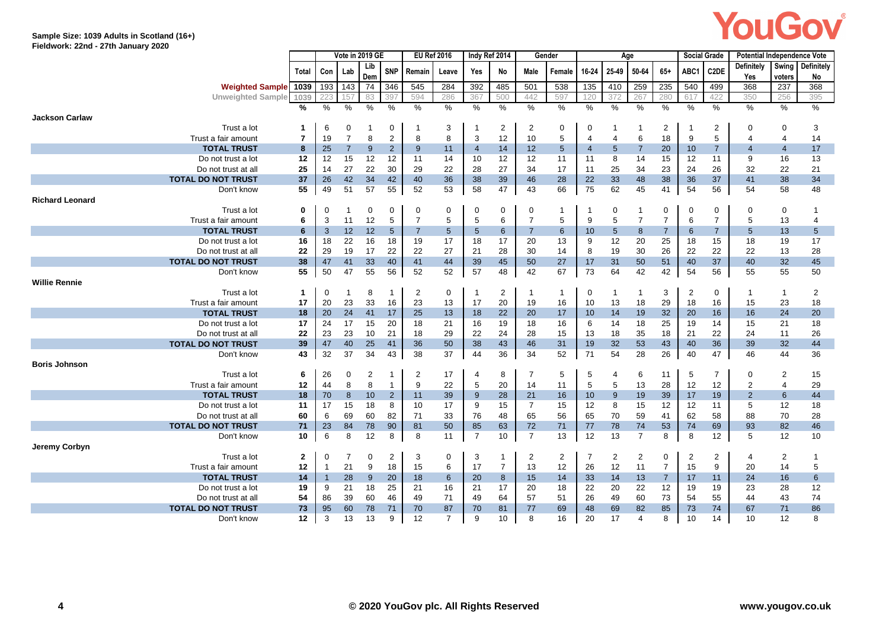Sample Size: 1039 Adults in Scotland (16+)
Fieldwork: 22nd - 27th January 2020

| | Total | Vote in 2019 GE | | | | EU Ref 2016 | | Indy Ref 2014 | | Gender | | Age | | | | Social Grade | | Potential Independence Vote | | |
|---|---|---|---|---|---|---|---|---|---|---|---|---|---|---|---|---|---|---|---|---|
| | | Con | Lab | Lib Dem | SNP | Remain | Leave | Yes | No | Male | Female | 16-24 | 25-49 | 50-64 | 65+ | ABC1 | C2DE | Definitely Yes | Swing voters | Definitely No |
| Weighted Sample | 1039 | 193 | 143 | 74 | 346 | 545 | 284 | 392 | 485 | 501 | 538 | 135 | 410 | 259 | 235 | 540 | 499 | 368 | 237 | 368 |
| Unweighted Sample | 1039 | 223 | 157 | 83 | 397 | 594 | 286 | 367 | 500 | 442 | 597 | 120 | 372 | 267 | 280 | 617 | 422 | 350 | 256 | 395 |
| | % | % | % | % | % | % | % | % | % | % | % | % | % | % | % | % | % | % | % | % |
| **Jackson Carlaw** | | | | | | | | | | | | | | | | | | | | |
| Trust a lot | 1 | 6 | 0 | 1 | 0 | 1 | 3 | 1 | 2 | 2 | 0 | 0 | 1 | 1 | 2 | 1 | 2 | 0 | 0 | 3 |
| Trust a fair amount | 7 | 19 | 7 | 8 | 2 | 8 | 8 | 3 | 12 | 10 | 5 | 4 | 4 | 6 | 18 | 9 | 5 | 4 | 4 | 14 |
| TOTAL TRUST | 8 | 25 | 7 | 9 | 2 | 9 | 11 | 4 | 14 | 12 | 5 | 4 | 5 | 7 | 20 | 10 | 7 | 4 | 4 | 17 |
| Do not trust a lot | 12 | 12 | 15 | 12 | 12 | 11 | 14 | 10 | 12 | 12 | 11 | 11 | 8 | 14 | 15 | 12 | 11 | 9 | 16 | 13 |
| Do not trust at all | 25 | 14 | 27 | 22 | 30 | 29 | 22 | 28 | 27 | 34 | 17 | 11 | 25 | 34 | 23 | 24 | 26 | 32 | 22 | 21 |
| TOTAL DO NOT TRUST | 37 | 26 | 42 | 34 | 42 | 40 | 36 | 38 | 39 | 46 | 28 | 22 | 33 | 48 | 38 | 36 | 37 | 41 | 38 | 34 |
| Don't know | 55 | 49 | 51 | 57 | 55 | 52 | 53 | 58 | 47 | 43 | 66 | 75 | 62 | 45 | 41 | 54 | 56 | 54 | 58 | 48 |
| **Richard Leonard** | | | | | | | | | | | | | | | | | | | | |
| Trust a lot | 0 | 0 | 1 | 0 | 0 | 0 | 0 | 0 | 0 | 0 | 1 | 1 | 0 | 1 | 0 | 0 | 0 | 0 | 0 | 1 |
| Trust a fair amount | 6 | 3 | 11 | 12 | 5 | 7 | 5 | 5 | 6 | 7 | 5 | 9 | 5 | 7 | 7 | 6 | 7 | 5 | 13 | 4 |
| TOTAL TRUST | 6 | 3 | 12 | 12 | 5 | 7 | 5 | 5 | 6 | 7 | 6 | 10 | 5 | 8 | 7 | 6 | 7 | 5 | 13 | 5 |
| Do not trust a lot | 16 | 18 | 22 | 16 | 18 | 19 | 17 | 18 | 17 | 20 | 13 | 9 | 12 | 20 | 25 | 18 | 15 | 18 | 19 | 17 |
| Do not trust at all | 22 | 29 | 19 | 17 | 22 | 22 | 27 | 21 | 28 | 30 | 14 | 8 | 19 | 30 | 26 | 22 | 22 | 22 | 13 | 28 |
| TOTAL DO NOT TRUST | 38 | 47 | 41 | 33 | 40 | 41 | 44 | 39 | 45 | 50 | 27 | 17 | 31 | 50 | 51 | 40 | 37 | 40 | 32 | 45 |
| Don't know | 55 | 50 | 47 | 55 | 56 | 52 | 52 | 57 | 48 | 42 | 67 | 73 | 64 | 42 | 42 | 54 | 56 | 55 | 55 | 50 |
| **Willie Rennie** | | | | | | | | | | | | | | | | | | | | |
| Trust a lot | 1 | 0 | 1 | 8 | 1 | 2 | 0 | 1 | 2 | 1 | 1 | 0 | 1 | 1 | 3 | 2 | 0 | 1 | 1 | 2 |
| Trust a fair amount | 17 | 20 | 23 | 33 | 16 | 23 | 13 | 17 | 20 | 19 | 16 | 10 | 13 | 18 | 29 | 18 | 16 | 15 | 23 | 18 |
| TOTAL TRUST | 18 | 20 | 24 | 41 | 17 | 25 | 13 | 18 | 22 | 20 | 17 | 10 | 14 | 19 | 32 | 20 | 16 | 16 | 24 | 20 |
| Do not trust a lot | 17 | 24 | 17 | 15 | 20 | 18 | 21 | 16 | 19 | 18 | 16 | 6 | 14 | 18 | 25 | 19 | 14 | 15 | 21 | 18 |
| Do not trust at all | 22 | 23 | 23 | 10 | 21 | 18 | 29 | 22 | 24 | 28 | 15 | 13 | 18 | 35 | 18 | 21 | 22 | 24 | 11 | 26 |
| TOTAL DO NOT TRUST | 39 | 47 | 40 | 25 | 41 | 36 | 50 | 38 | 43 | 46 | 31 | 19 | 32 | 53 | 43 | 40 | 36 | 39 | 32 | 44 |
| Don't know | 43 | 32 | 37 | 34 | 43 | 38 | 37 | 44 | 36 | 34 | 52 | 71 | 54 | 28 | 26 | 40 | 47 | 46 | 44 | 36 |
| **Boris Johnson** | | | | | | | | | | | | | | | | | | | | |
| Trust a lot | 6 | 26 | 0 | 2 | 1 | 2 | 17 | 4 | 8 | 7 | 5 | 5 | 4 | 6 | 11 | 5 | 7 | 0 | 2 | 15 |
| Trust a fair amount | 12 | 44 | 8 | 8 | 1 | 9 | 22 | 5 | 20 | 14 | 11 | 5 | 5 | 13 | 28 | 12 | 12 | 2 | 4 | 29 |
| TOTAL TRUST | 18 | 70 | 8 | 10 | 2 | 11 | 39 | 9 | 28 | 21 | 16 | 10 | 9 | 19 | 39 | 17 | 19 | 2 | 6 | 44 |
| Do not trust a lot | 11 | 17 | 15 | 18 | 8 | 10 | 17 | 9 | 15 | 7 | 15 | 12 | 8 | 15 | 12 | 12 | 11 | 5 | 12 | 18 |
| Do not trust at all | 60 | 6 | 69 | 60 | 82 | 71 | 33 | 76 | 48 | 65 | 56 | 65 | 70 | 59 | 41 | 62 | 58 | 88 | 70 | 28 |
| TOTAL DO NOT TRUST | 71 | 23 | 84 | 78 | 90 | 81 | 50 | 85 | 63 | 72 | 71 | 77 | 78 | 74 | 53 | 74 | 69 | 93 | 82 | 46 |
| Don't know | 10 | 6 | 8 | 12 | 8 | 8 | 11 | 7 | 10 | 7 | 13 | 12 | 13 | 7 | 8 | 8 | 12 | 5 | 12 | 10 |
| **Jeremy Corbyn** | | | | | | | | | | | | | | | | | | | | |
| Trust a lot | 2 | 0 | 7 | 0 | 2 | 3 | 0 | 3 | 1 | 2 | 2 | 7 | 2 | 2 | 0 | 2 | 2 | 4 | 2 | 1 |
| Trust a fair amount | 12 | 1 | 21 | 9 | 18 | 15 | 6 | 17 | 7 | 13 | 12 | 26 | 12 | 11 | 7 | 15 | 9 | 20 | 14 | 5 |
| TOTAL TRUST | 14 | 1 | 28 | 9 | 20 | 18 | 6 | 20 | 8 | 15 | 14 | 33 | 14 | 13 | 7 | 17 | 11 | 24 | 16 | 6 |
| Do not trust a lot | 19 | 9 | 21 | 18 | 25 | 21 | 16 | 21 | 17 | 20 | 18 | 22 | 20 | 22 | 12 | 19 | 19 | 23 | 28 | 12 |
| Do not trust at all | 54 | 86 | 39 | 60 | 46 | 49 | 71 | 49 | 64 | 57 | 51 | 26 | 49 | 60 | 73 | 54 | 55 | 44 | 43 | 74 |
| TOTAL DO NOT TRUST | 73 | 95 | 60 | 78 | 71 | 70 | 87 | 70 | 81 | 77 | 69 | 48 | 69 | 82 | 85 | 73 | 74 | 67 | 71 | 86 |
| Don't know | 12 | 3 | 13 | 13 | 9 | 12 | 7 | 9 | 10 | 8 | 16 | 20 | 17 | 4 | 8 | 10 | 14 | 10 | 12 | 8 |

© 2020 YouGov plc. All Rights Reserved

www.yougov.co.uk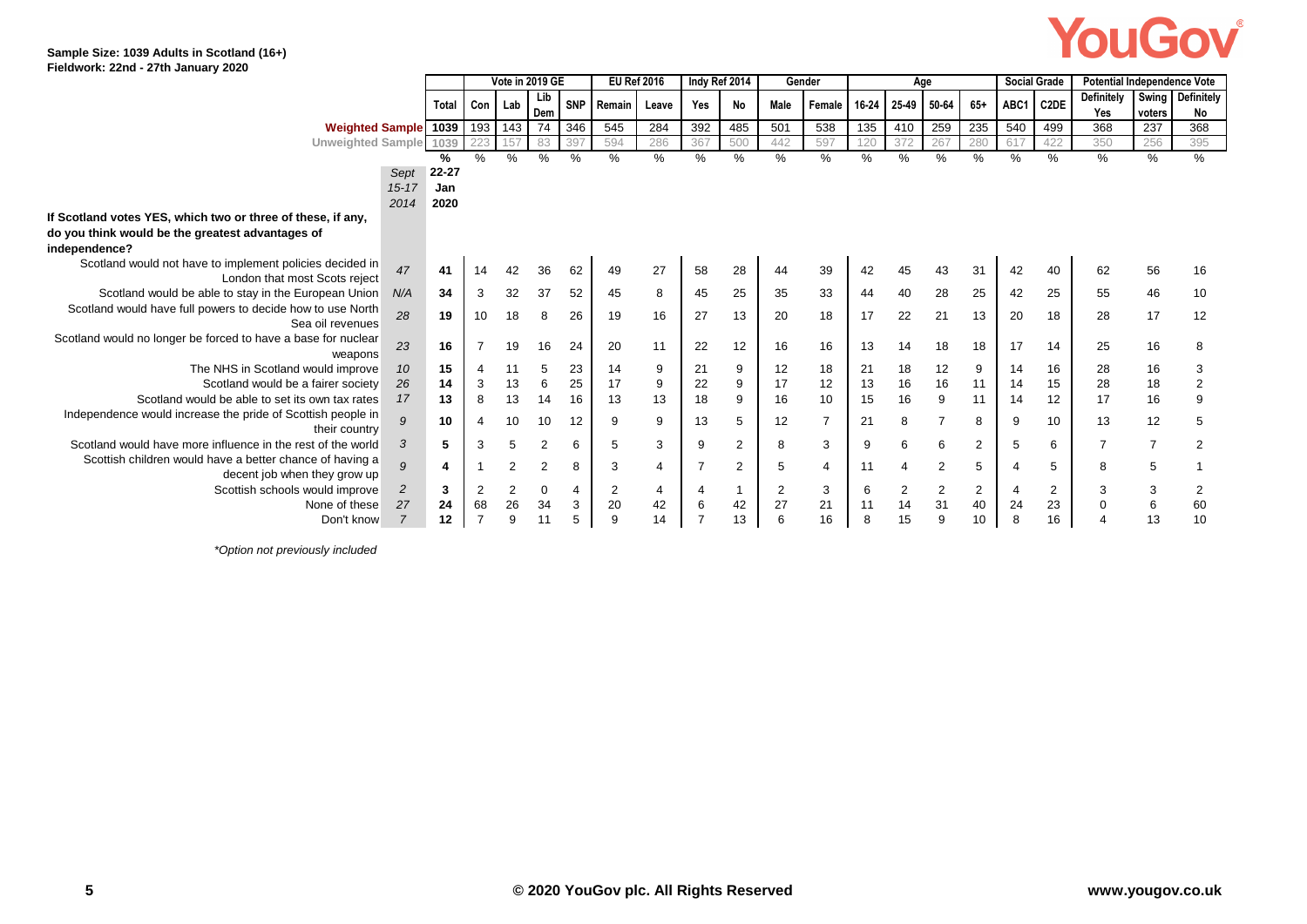**Sample Size: 1039 Adults in Scotland (16+)**
**Fieldwork: 22nd - 27th January 2020**

| | Sept 15-17 2014 | Total 22-27 Jan 2020 | Vote in 2019 GE: Con | Lab | Lib Dem | SNP | EU Ref 2016: Remain | Leave | Indy Ref 2014: Yes | No | Gender: Male | Female | Age: 16-24 | 25-49 | 50-64 | 65+ | Social Grade: ABC1 | C2DE | Potential Independence Vote: Definitely Yes | Swing voters | Definitely No |
|---|---|---|---|---|---|---|---|---|---|---|---|---|---|---|---|---|---|---|---|---|---|
| Weighted Sample | | 1039 | 193 | 143 | 74 | 346 | 545 | 284 | 392 | 485 | 501 | 538 | 135 | 410 | 259 | 235 | 540 | 499 | 368 | 237 | 368 |
| Unweighted Sample | | 1039 | 223 | 157 | 83 | 397 | 594 | 286 | 367 | 500 | 442 | 597 | 120 | 372 | 267 | 280 | 617 | 422 | 350 | 256 | 395 |
| | | % | % | % | % | % | % | % | % | % | % | % | % | % | % | % | % | % | % | % | % |
| **If Scotland votes YES, which two or three of these, if any, do you think would be the greatest advantages of independence?** | | | | | | | | | | | | | | | | | | | | | |
| Scotland would not have to implement policies decided in London that most Scots reject | 47 | 41 | 14 | 42 | 36 | 62 | 49 | 27 | 58 | 28 | 44 | 39 | 42 | 45 | 43 | 31 | 42 | 40 | 62 | 56 | 16 |
| Scotland would be able to stay in the European Union | N/A | 34 | 3 | 32 | 37 | 52 | 45 | 8 | 45 | 25 | 35 | 33 | 44 | 40 | 28 | 25 | 42 | 25 | 55 | 46 | 10 |
| Scotland would have full powers to decide how to use North Sea oil revenues | 28 | 19 | 10 | 18 | 8 | 26 | 19 | 16 | 27 | 13 | 20 | 18 | 17 | 22 | 21 | 13 | 20 | 18 | 28 | 17 | 12 |
| Scotland would no longer be forced to have a base for nuclear weapons | 23 | 16 | 7 | 19 | 16 | 24 | 20 | 11 | 22 | 12 | 16 | 16 | 13 | 14 | 18 | 18 | 17 | 14 | 25 | 16 | 8 |
| The NHS in Scotland would improve | 10 | 15 | 4 | 11 | 5 | 23 | 14 | 9 | 21 | 9 | 12 | 18 | 21 | 18 | 12 | 9 | 14 | 16 | 28 | 16 | 3 |
| Scotland would be a fairer society | 26 | 14 | 3 | 13 | 6 | 25 | 17 | 9 | 22 | 9 | 17 | 12 | 13 | 16 | 16 | 11 | 14 | 15 | 28 | 18 | 2 |
| Scotland would be able to set its own tax rates | 17 | 13 | 8 | 13 | 14 | 16 | 13 | 13 | 18 | 9 | 16 | 10 | 15 | 16 | 9 | 11 | 14 | 12 | 17 | 16 | 9 |
| Independence would increase the pride of Scottish people in their country | 9 | 10 | 4 | 10 | 10 | 12 | 9 | 9 | 13 | 5 | 12 | 7 | 21 | 8 | 7 | 8 | 9 | 10 | 13 | 12 | 5 |
| Scotland would have more influence in the rest of the world | 3 | 5 | 3 | 5 | 2 | 6 | 5 | 3 | 9 | 2 | 8 | 3 | 9 | 6 | 6 | 2 | 5 | 6 | 7 | 7 | 2 |
| Scottish children would have a better chance of having a decent job when they grow up | 9 | 4 | 1 | 2 | 2 | 8 | 3 | 4 | 7 | 2 | 5 | 4 | 11 | 4 | 2 | 5 | 4 | 5 | 8 | 5 | 1 |
| Scottish schools would improve | 2 | 3 | 2 | 2 | 0 | 4 | 2 | 4 | 4 | 1 | 2 | 3 | 6 | 2 | 2 | 2 | 4 | 2 | 3 | 3 | 2 |
| None of these | 27 | 24 | 68 | 26 | 34 | 3 | 20 | 42 | 6 | 42 | 27 | 21 | 11 | 14 | 31 | 40 | 24 | 23 | 0 | 6 | 60 |
| Don't know | 7 | 12 | 7 | 9 | 11 | 5 | 9 | 14 | 7 | 13 | 6 | 16 | 8 | 15 | 9 | 10 | 8 | 16 | 4 | 13 | 10 |

*\*Option not previously included*

**© 2020 YouGov plc. All Rights Reserved** www.yougov.co.uk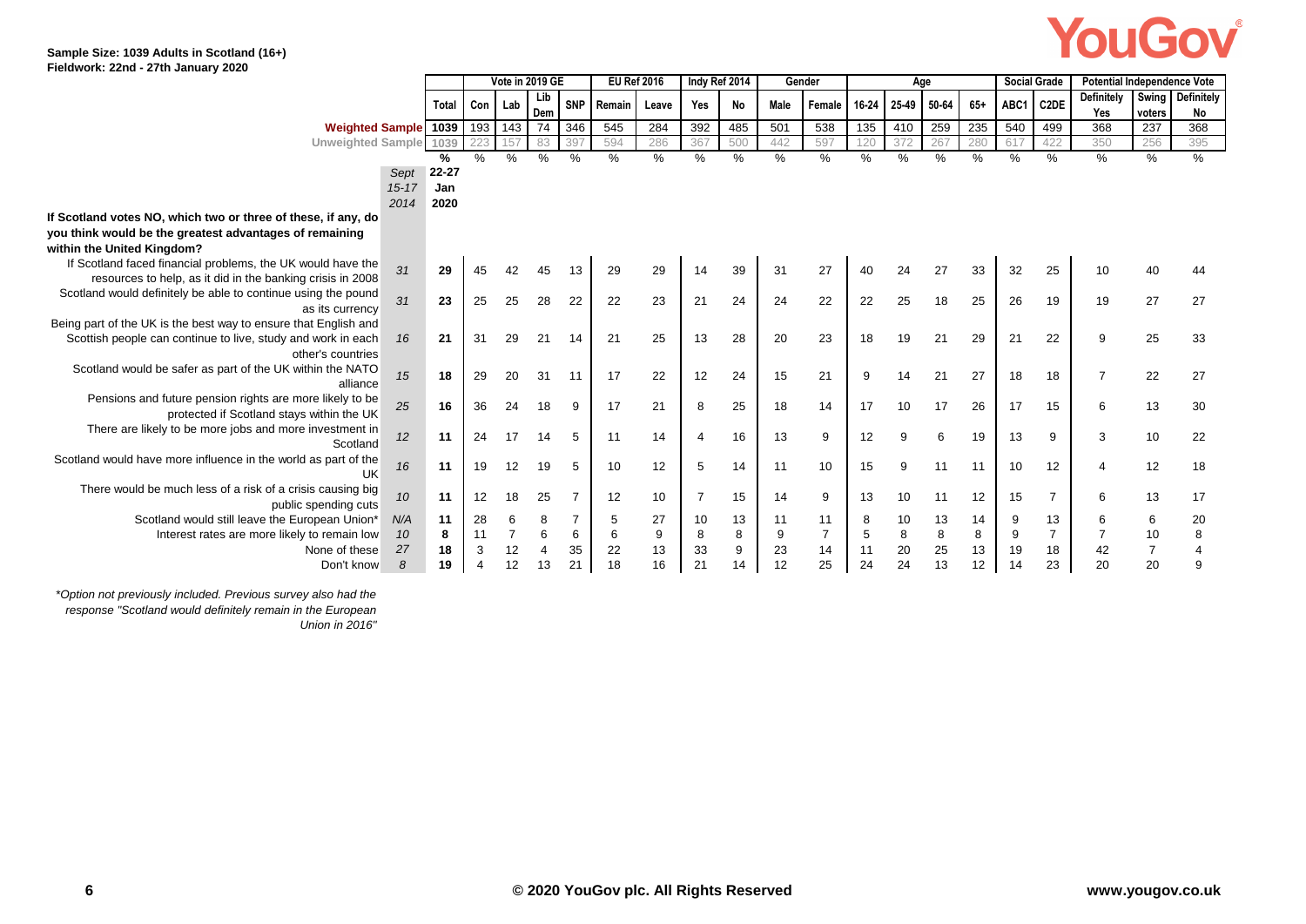**Sample Size: 1039 Adults in Scotland (16+)**
**Fieldwork: 22nd - 27th January 2020**

| | Sept 15-17 2014 | Total 22-27 Jan 2020 | Vote in 2019 GE: Con | Lab | Lib Dem | SNP | EU Ref 2016: Remain | Leave | Indy Ref 2014: Yes | No | Gender: Male | Female | Age: 16-24 | 25-49 | 50-64 | 65+ | Social Grade: ABC1 | C2DE | Potential Independence Vote: Definitely Yes | Swing voters | Definitely No |
|---|---|---|---|---|---|---|---|---|---|---|---|---|---|---|---|---|---|---|---|---|---|
| Weighted Sample | | 1039 | 193 | 143 | 74 | 346 | 545 | 284 | 392 | 485 | 501 | 538 | 135 | 410 | 259 | 235 | 540 | 499 | 368 | 237 | 368 |
| Unweighted Sample | | 1039 | 223 | 157 | 83 | 397 | 594 | 286 | 367 | 500 | 442 | 597 | 120 | 372 | 267 | 280 | 617 | 422 | 350 | 256 | 395 |
| | | % | % | % | % | % | % | % | % | % | % | % | % | % | % | % | % | % | % | % | % |
| **If Scotland votes NO, which two or three of these, if any, do you think would be the greatest advantages of remaining within the United Kingdom?** | | | | | | | | | | | | | | | | | | | | | |
| If Scotland faced financial problems, the UK would have the resources to help, as it did in the banking crisis in 2008 | 31 | 29 | 45 | 42 | 45 | 13 | 29 | 29 | 14 | 39 | 31 | 27 | 40 | 24 | 27 | 33 | 32 | 25 | 10 | 40 | 44 |
| Scotland would definitely be able to continue using the pound as its currency | 31 | 23 | 25 | 25 | 28 | 22 | 22 | 23 | 21 | 24 | 24 | 22 | 22 | 25 | 18 | 25 | 26 | 19 | 19 | 27 | 27 |
| Being part of the UK is the best way to ensure that English and Scottish people can continue to live, study and work in each other's countries | 16 | 21 | 31 | 29 | 21 | 14 | 21 | 25 | 13 | 28 | 20 | 23 | 18 | 19 | 21 | 29 | 21 | 22 | 9 | 25 | 33 |
| Scotland would be safer as part of the UK within the NATO alliance | 15 | 18 | 29 | 20 | 31 | 11 | 17 | 22 | 12 | 24 | 15 | 21 | 9 | 14 | 21 | 27 | 18 | 18 | 7 | 22 | 27 |
| Pensions and future pension rights are more likely to be protected if Scotland stays within the UK | 25 | 16 | 36 | 24 | 18 | 9 | 17 | 21 | 8 | 25 | 18 | 14 | 17 | 10 | 17 | 26 | 17 | 15 | 6 | 13 | 30 |
| There are likely to be more jobs and more investment in Scotland | 12 | 11 | 24 | 17 | 14 | 5 | 11 | 14 | 4 | 16 | 13 | 9 | 12 | 9 | 6 | 19 | 13 | 9 | 3 | 10 | 22 |
| Scotland would have more influence in the world as part of the UK | 16 | 11 | 19 | 12 | 19 | 5 | 10 | 12 | 5 | 14 | 11 | 10 | 15 | 9 | 11 | 11 | 10 | 12 | 4 | 12 | 18 |
| There would be much less of a risk of a crisis causing big public spending cuts | 10 | 11 | 12 | 18 | 25 | 7 | 12 | 10 | 7 | 15 | 14 | 9 | 13 | 10 | 11 | 12 | 15 | 7 | 6 | 13 | 17 |
| Scotland would still leave the European Union* | N/A | 11 | 28 | 6 | 8 | 7 | 5 | 27 | 10 | 13 | 11 | 11 | 8 | 10 | 13 | 14 | 9 | 13 | 6 | 6 | 20 |
| Interest rates are more likely to remain low | 10 | 8 | 11 | 7 | 6 | 6 | 6 | 9 | 8 | 8 | 9 | 7 | 5 | 8 | 8 | 8 | 9 | 7 | 7 | 10 | 8 |
| None of these | 27 | 18 | 3 | 12 | 4 | 35 | 22 | 13 | 33 | 9 | 23 | 14 | 11 | 20 | 25 | 13 | 19 | 18 | 42 | 7 | 4 |
| Don't know | 8 | 19 | 4 | 12 | 13 | 21 | 18 | 16 | 21 | 14 | 12 | 25 | 24 | 24 | 13 | 12 | 14 | 23 | 20 | 20 | 9 |

*Option not previously included. Previous survey also had the response "Scotland would definitely remain in the European Union in 2016"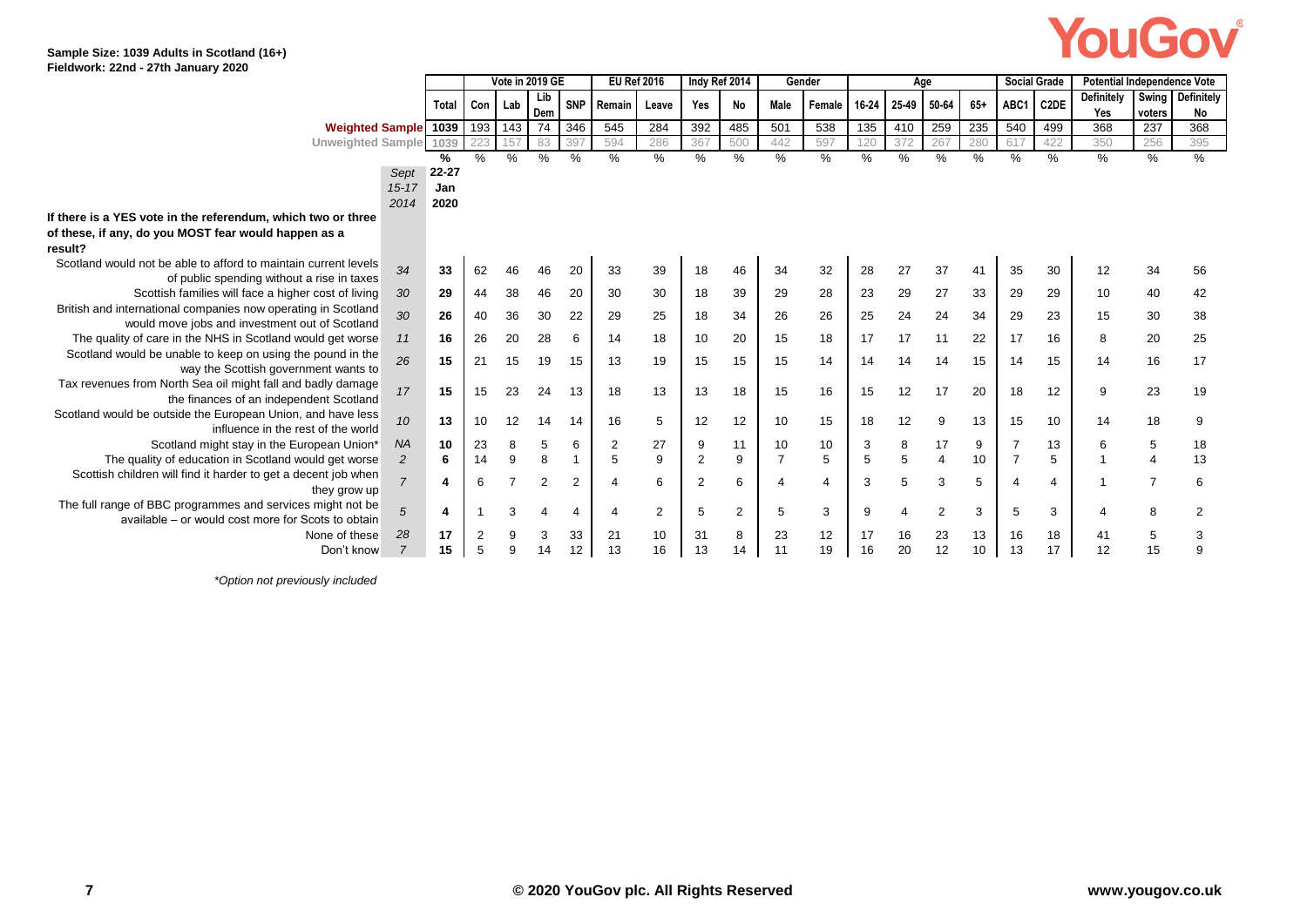Sample Size: 1039 Adults in Scotland (16+)
Fieldwork: 22nd - 27th January 2020

| | | | Vote in 2019 GE | | | | EU Ref 2016 | | Indy Ref 2014 | | Gender | | Age | | | | Social Grade | | Potential Independence Vote | | |
|---|---|---|---|---|---|---|---|---|---|---|---|---|---|---|---|---|---|---|---|---|---|
| | | Total | Con | Lab | Lib Dem | SNP | Remain | Leave | Yes | No | Male | Female | 16-24 | 25-49 | 50-64 | 65+ | ABC1 | C2DE | Definitely Yes | Swing voters | Definitely No |
| Weighted Sample | | 1039 | 193 | 143 | 74 | 346 | 545 | 284 | 392 | 485 | 501 | 538 | 135 | 410 | 259 | 235 | 540 | 499 | 368 | 237 | 368 |
| Unweighted Sample | | 1039 | 223 | 157 | 83 | 397 | 594 | 286 | 367 | 500 | 442 | 597 | 120 | 372 | 267 | 280 | 617 | 422 | 350 | 256 | 395 |
| | | % | % | % | % | % | % | % | % | % | % | % | % | % | % | % | % | % | % | % | % |
| | Sept 15-17 2014 | 22-27 Jan 2020 | | | | | | | | | | | | | | | | | | | |
| **If there is a YES vote in the referendum, which two or three of these, if any, do you MOST fear would happen as a result?** | | | | | | | | | | | | | | | | | | | | | |
| Scotland would not be able to afford to maintain current levels of public spending without a rise in taxes | 34 | 33 | 62 | 46 | 46 | 20 | 33 | 39 | 18 | 46 | 34 | 32 | 28 | 27 | 37 | 41 | 35 | 30 | 12 | 34 | 56 |
| Scottish families will face a higher cost of living | 30 | 29 | 44 | 38 | 46 | 20 | 30 | 30 | 18 | 39 | 29 | 28 | 23 | 29 | 27 | 33 | 29 | 29 | 10 | 40 | 42 |
| British and international companies now operating in Scotland would move jobs and investment out of Scotland | 30 | 26 | 40 | 36 | 30 | 22 | 29 | 25 | 18 | 34 | 26 | 26 | 25 | 24 | 24 | 34 | 29 | 23 | 15 | 30 | 38 |
| The quality of care in the NHS in Scotland would get worse | 11 | 16 | 26 | 20 | 28 | 6 | 14 | 18 | 10 | 20 | 15 | 18 | 17 | 17 | 11 | 22 | 17 | 16 | 8 | 20 | 25 |
| Scotland would be unable to keep on using the pound in the way the Scottish government wants to | 26 | 15 | 21 | 15 | 19 | 15 | 13 | 19 | 15 | 15 | 15 | 14 | 14 | 14 | 14 | 15 | 14 | 15 | 14 | 16 | 17 |
| Tax revenues from North Sea oil might fall and badly damage the finances of an independent Scotland | 17 | 15 | 15 | 23 | 24 | 13 | 18 | 13 | 13 | 18 | 15 | 16 | 15 | 12 | 17 | 20 | 18 | 12 | 9 | 23 | 19 |
| Scotland would be outside the European Union, and have less influence in the rest of the world | 10 | 13 | 10 | 12 | 14 | 14 | 16 | 5 | 12 | 12 | 10 | 15 | 18 | 12 | 9 | 13 | 15 | 10 | 14 | 18 | 9 |
| Scotland might stay in the European Union* | NA | 10 | 23 | 8 | 5 | 6 | 2 | 27 | 9 | 11 | 10 | 10 | 3 | 8 | 17 | 9 | 7 | 13 | 6 | 5 | 18 |
| The quality of education in Scotland would get worse | 2 | 6 | 14 | 9 | 8 | 1 | 5 | 9 | 2 | 9 | 7 | 5 | 5 | 5 | 4 | 10 | 7 | 5 | 1 | 4 | 13 |
| Scottish children will find it harder to get a decent job when they grow up | 7 | 4 | 6 | 7 | 2 | 2 | 4 | 6 | 2 | 6 | 4 | 4 | 3 | 5 | 3 | 5 | 4 | 4 | 1 | 7 | 6 |
| The full range of BBC programmes and services might not be available – or would cost more for Scots to obtain | 5 | 4 | 1 | 3 | 4 | 4 | 4 | 2 | 5 | 2 | 5 | 3 | 9 | 4 | 2 | 3 | 5 | 3 | 4 | 8 | 2 |
| None of these | 28 | 17 | 2 | 9 | 3 | 33 | 21 | 10 | 31 | 8 | 23 | 12 | 17 | 16 | 23 | 13 | 16 | 18 | 41 | 5 | 3 |
| Don't know | 7 | 15 | 5 | 9 | 14 | 12 | 13 | 16 | 13 | 14 | 11 | 19 | 16 | 20 | 12 | 10 | 13 | 17 | 12 | 15 | 9 |

*Option not previously included

© 2020 YouGov plc. All Rights Reserved

www.yougov.co.uk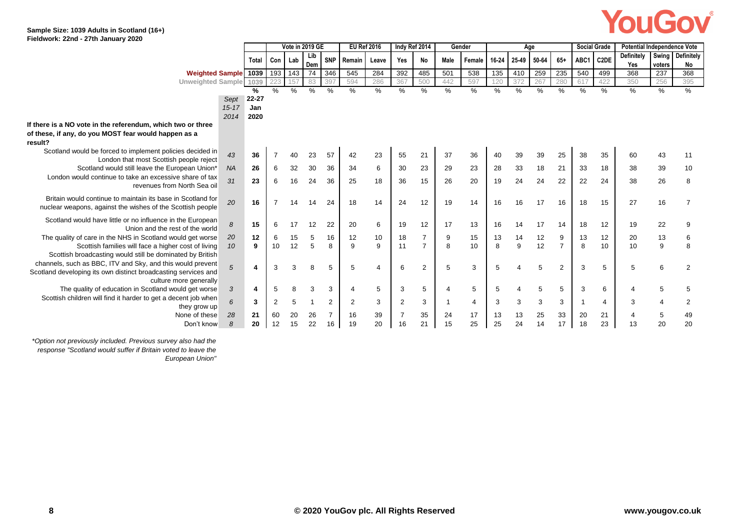**Sample Size: 1039 Adults in Scotland (16+)**
**Fieldwork: 22nd - 27th January 2020**

| | Sept 15-17 2014 | 22-27 Jan 2020 | Vote in 2019 GE | | | | EU Ref 2016 | | Indy Ref 2014 | | Gender | | Age | | | | Social Grade | | Potential Independence Vote | | |
|---|---|---|---|---|---|---|---|---|---|---|---|---|---|---|---|---|---|---|---|---|---|
| | | Total | Con | Lab | Lib Dem | SNP | Remain | Leave | Yes | No | Male | Female | 16-24 | 25-49 | 50-64 | 65+ | ABC1 | C2DE | Definitely Yes | Swing voters | Definitely No |
| **Weighted Sample** | | 1039 | 193 | 143 | 74 | 346 | 545 | 284 | 392 | 485 | 501 | 538 | 135 | 410 | 259 | 235 | 540 | 499 | 368 | 237 | 368 |
| Unweighted Sample | | 1039 | 223 | 157 | 83 | 397 | 594 | 286 | 367 | 500 | 442 | 597 | 120 | 372 | 267 | 280 | 617 | 422 | 350 | 256 | 395 |
| | | % | % | % | % | % | % | % | % | % | % | % | % | % | % | % | % | % | % | % | % |
| **If there is a NO vote in the referendum, which two or three of these, if any, do you MOST fear would happen as a result?** | | | | | | | | | | | | | | | | | | | | | |
| Scotland would be forced to implement policies decided in London that most Scottish people reject | 43 | 36 | 7 | 40 | 23 | 57 | 42 | 23 | 55 | 21 | 37 | 36 | 40 | 39 | 39 | 25 | 38 | 35 | 60 | 43 | 11 |
| Scotland would still leave the European Union* | NA | 26 | 6 | 32 | 30 | 36 | 34 | 6 | 30 | 23 | 29 | 23 | 28 | 33 | 18 | 21 | 33 | 18 | 38 | 39 | 10 |
| London would continue to take an excessive share of tax revenues from North Sea oil | 31 | 23 | 6 | 16 | 24 | 36 | 25 | 18 | 36 | 15 | 26 | 20 | 19 | 24 | 24 | 22 | 22 | 24 | 38 | 26 | 8 |
| Britain would continue to maintain its base in Scotland for nuclear weapons, against the wishes of the Scottish people | 20 | 16 | 7 | 14 | 14 | 24 | 18 | 14 | 24 | 12 | 19 | 14 | 16 | 16 | 17 | 16 | 18 | 15 | 27 | 16 | 7 |
| Scotland would have little or no influence in the European Union and the rest of the world | 8 | 15 | 6 | 17 | 12 | 22 | 20 | 6 | 19 | 12 | 17 | 13 | 16 | 14 | 17 | 14 | 18 | 12 | 19 | 22 | 9 |
| The quality of care in the NHS in Scotland would get worse | 20 | 12 | 6 | 15 | 5 | 16 | 12 | 10 | 18 | 7 | 9 | 15 | 13 | 14 | 12 | 9 | 13 | 12 | 20 | 13 | 6 |
| Scottish families will face a higher cost of living | 10 | 9 | 10 | 12 | 5 | 8 | 9 | 9 | 11 | 7 | 8 | 10 | 8 | 9 | 12 | 7 | 8 | 10 | 10 | 9 | 8 |
| Scottish broadcasting would still be dominated by British channels, such as BBC, ITV and Sky, and this would prevent Scotland developing its own distinct broadcasting services and culture more generally | 5 | 4 | 3 | 3 | 8 | 5 | 5 | 4 | 6 | 2 | 5 | 3 | 5 | 4 | 5 | 2 | 3 | 5 | 5 | 6 | 2 |
| The quality of education in Scotland would get worse | 3 | 4 | 5 | 8 | 3 | 3 | 4 | 5 | 3 | 5 | 4 | 5 | 5 | 4 | 5 | 5 | 3 | 6 | 4 | 5 | 5 |
| Scottish children will find it harder to get a decent job when they grow up | 6 | 3 | 2 | 5 | 1 | 2 | 2 | 3 | 2 | 3 | 1 | 4 | 3 | 3 | 3 | 3 | 1 | 4 | 3 | 4 | 2 |
| None of these | 28 | 21 | 60 | 20 | 26 | 7 | 16 | 39 | 7 | 35 | 24 | 17 | 13 | 13 | 25 | 33 | 20 | 21 | 4 | 5 | 49 |
| Don't know | 8 | 20 | 12 | 15 | 22 | 16 | 19 | 20 | 16 | 21 | 15 | 25 | 25 | 24 | 14 | 17 | 18 | 23 | 13 | 20 | 20 |

*\*Option not previously included. Previous survey also had the response "Scotland would suffer if Britain voted to leave the European Union"*

© 2020 YouGov plc. All Rights Reserved

www.yougov.co.uk